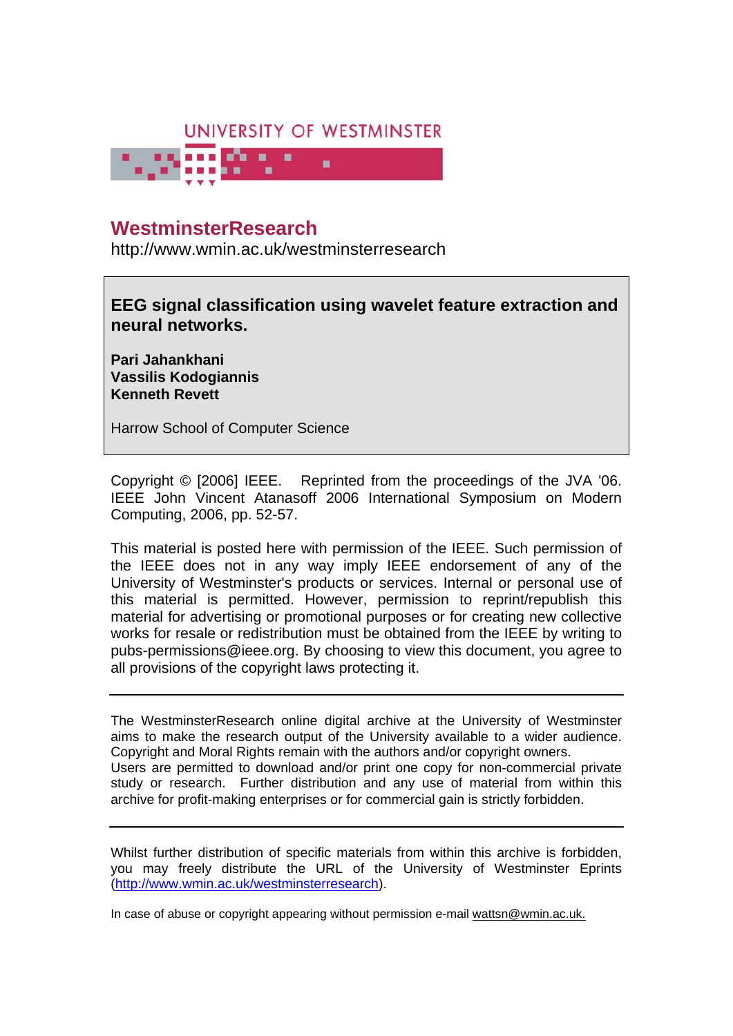UNIVERSITY OF WESTMINSTER

# WestminsterResearch

http://www.wmin.ac.uk/westminsterresearch

**EEG signal classification using wavelet feature extraction and neural networks.**

**Pari Jahankhani**
**Vassilis Kodogiannis**
**Kenneth Revett**

Harrow School of Computer Science

Copyright © [2006] IEEE. Reprinted from the proceedings of the JVA '06. IEEE John Vincent Atanasoff 2006 International Symposium on Modern Computing, 2006, pp. 52-57.

This material is posted here with permission of the IEEE. Such permission of the IEEE does not in any way imply IEEE endorsement of any of the University of Westminster's products or services. Internal or personal use of this material is permitted. However, permission to reprint/republish this material for advertising or promotional purposes or for creating new collective works for resale or redistribution must be obtained from the IEEE by writing to pubs-permissions@ieee.org. By choosing to view this document, you agree to all provisions of the copyright laws protecting it.

---

The WestminsterResearch online digital archive at the University of Westminster aims to make the research output of the University available to a wider audience. Copyright and Moral Rights remain with the authors and/or copyright owners. Users are permitted to download and/or print one copy for non-commercial private study or research. Further distribution and any use of material from within this archive for profit-making enterprises or for commercial gain is strictly forbidden.

---

Whilst further distribution of specific materials from within this archive is forbidden, you may freely distribute the URL of the University of Westminster Eprints (http://www.wmin.ac.uk/westminsterresearch).

In case of abuse or copyright appearing without permission e-mail wattsn@wmin.ac.uk.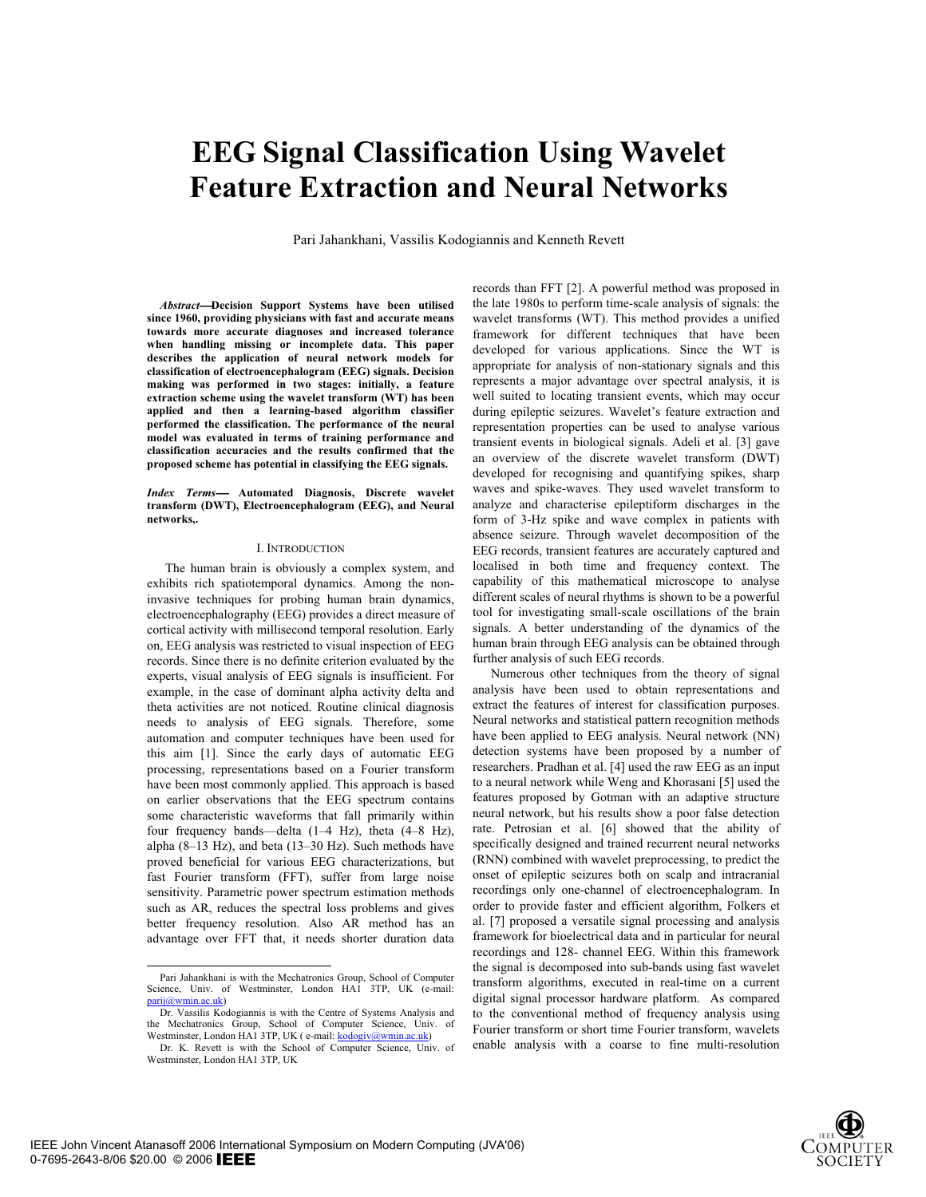# EEG Signal Classification Using Wavelet Feature Extraction and Neural Networks

Pari Jahankhani, Vassilis Kodogiannis and Kenneth Revett

***Abstract*—Decision Support Systems have been utilised since 1960, providing physicians with fast and accurate means towards more accurate diagnoses and increased tolerance when handling missing or incomplete data. This paper describes the application of neural network models for classification of electroencephalogram (EEG) signals. Decision making was performed in two stages: initially, a feature extraction scheme using the wavelet transform (WT) has been applied and then a learning-based algorithm classifier performed the classification. The performance of the neural model was evaluated in terms of training performance and classification accuracies and the results confirmed that the proposed scheme has potential in classifying the EEG signals.**

***Index Terms*— Automated Diagnosis, Discrete wavelet transform (DWT), Electroencephalogram (EEG), and Neural networks,.**

## I. Introduction

The human brain is obviously a complex system, and exhibits rich spatiotemporal dynamics. Among the non-invasive techniques for probing human brain dynamics, electroencephalography (EEG) provides a direct measure of cortical activity with millisecond temporal resolution. Early on, EEG analysis was restricted to visual inspection of EEG records. Since there is no definite criterion evaluated by the experts, visual analysis of EEG signals is insufficient. For example, in the case of dominant alpha activity delta and theta activities are not noticed. Routine clinical diagnosis needs to analysis of EEG signals. Therefore, some automation and computer techniques have been used for this aim [1]. Since the early days of automatic EEG processing, representations based on a Fourier transform have been most commonly applied. This approach is based on earlier observations that the EEG spectrum contains some characteristic waveforms that fall primarily within four frequency bands—delta (1–4 Hz), theta (4–8 Hz), alpha (8–13 Hz), and beta (13–30 Hz). Such methods have proved beneficial for various EEG characterizations, but fast Fourier transform (FFT), suffer from large noise sensitivity. Parametric power spectrum estimation methods such as AR, reduces the spectral loss problems and gives better frequency resolution. Also AR method has an advantage over FFT that, it needs shorter duration data records than FFT [2]. A powerful method was proposed in the late 1980s to perform time-scale analysis of signals: the wavelet transforms (WT). This method provides a unified framework for different techniques that have been developed for various applications. Since the WT is appropriate for analysis of non-stationary signals and this represents a major advantage over spectral analysis, it is well suited to locating transient events, which may occur during epileptic seizures. Wavelet's feature extraction and representation properties can be used to analyse various transient events in biological signals. Adeli et al. [3] gave an overview of the discrete wavelet transform (DWT) developed for recognising and quantifying spikes, sharp waves and spike-waves. They used wavelet transform to analyze and characterise epileptiform discharges in the form of 3-Hz spike and wave complex in patients with absence seizure. Through wavelet decomposition of the EEG records, transient features are accurately captured and localised in both time and frequency context. The capability of this mathematical microscope to analyse different scales of neural rhythms is shown to be a powerful tool for investigating small-scale oscillations of the brain signals. A better understanding of the dynamics of the human brain through EEG analysis can be obtained through further analysis of such EEG records.

Numerous other techniques from the theory of signal analysis have been used to obtain representations and extract the features of interest for classification purposes. Neural networks and statistical pattern recognition methods have been applied to EEG analysis. Neural network (NN) detection systems have been proposed by a number of researchers. Pradhan et al. [4] used the raw EEG as an input to a neural network while Weng and Khorasani [5] used the features proposed by Gotman with an adaptive structure neural network, but his results show a poor false detection rate. Petrosian et al. [6] showed that the ability of specifically designed and trained recurrent neural networks (RNN) combined with wavelet preprocessing, to predict the onset of epileptic seizures both on scalp and intracranial recordings only one-channel of electroencephalogram. In order to provide faster and efficient algorithm, Folkers et al. [7] proposed a versatile signal processing and analysis framework for bioelectrical data and in particular for neural recordings and 128- channel EEG. Within this framework the signal is decomposed into sub-bands using fast wavelet transform algorithms, executed in real-time on a current digital signal processor hardware platform. As compared to the conventional method of frequency analysis using Fourier transform or short time Fourier transform, wavelets enable analysis with a coarse to fine multi-resolution

Pari Jahankhani is with the Mechatronics Group, School of Computer Science, Univ. of Westminster, London HA1 3TP, UK (e-mail: parij@wmin.ac.uk)

Dr. Vassilis Kodogiannis is with the Centre of Systems Analysis and the Mechatronics Group, School of Computer Science, Univ. of Westminster, London HA1 3TP, UK ( e-mail: kodogiv@wmin.ac.uk)

Dr. K. Revett is with the School of Computer Science, Univ. of Westminster, London HA1 3TP, UK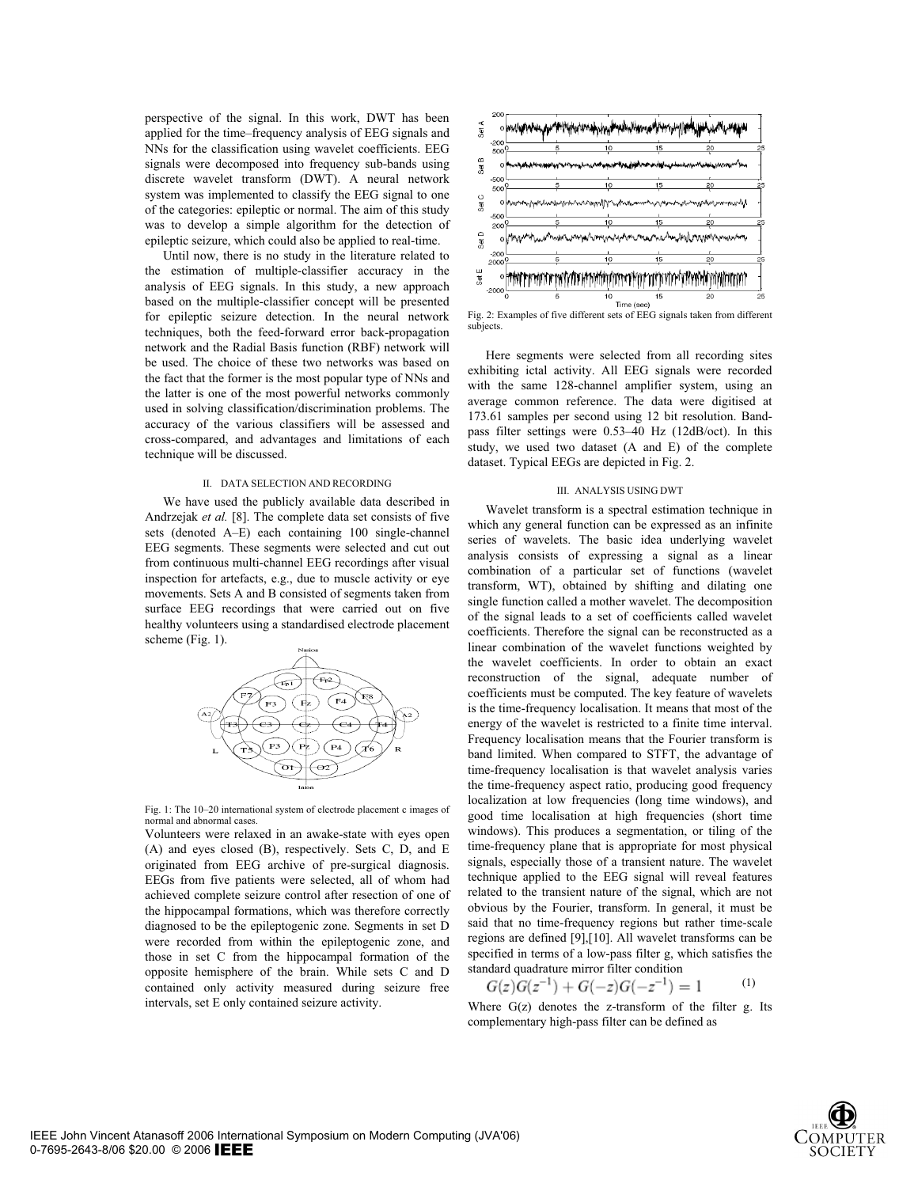perspective of the signal. In this work, DWT has been applied for the time–frequency analysis of EEG signals and NNs for the classification using wavelet coefficients. EEG signals were decomposed into frequency sub-bands using discrete wavelet transform (DWT). A neural network system was implemented to classify the EEG signal to one of the categories: epileptic or normal. The aim of this study was to develop a simple algorithm for the detection of epileptic seizure, which could also be applied to real-time.

Until now, there is no study in the literature related to the estimation of multiple-classifier accuracy in the analysis of EEG signals. In this study, a new approach based on the multiple-classifier concept will be presented for epileptic seizure detection. In the neural network techniques, both the feed-forward error back-propagation network and the Radial Basis function (RBF) network will be used. The choice of these two networks was based on the fact that the former is the most popular type of NNs and the latter is one of the most powerful networks commonly used in solving classification/discrimination problems. The accuracy of the various classifiers will be assessed and cross-compared, and advantages and limitations of each technique will be discussed.

## II. DATA SELECTION AND RECORDING

We have used the publicly available data described in Andrzejak *et al.* [8]. The complete data set consists of five sets (denoted A–E) each containing 100 single-channel EEG segments. These segments were selected and cut out from continuous multi-channel EEG recordings after visual inspection for artefacts, e.g., due to muscle activity or eye movements. Sets A and B consisted of segments taken from surface EEG recordings that were carried out on five healthy volunteers using a standardised electrode placement scheme (Fig. 1).

Nasion
Fp1 Fp2
F7 F3 Fz F4 F8
A2 T3 C3 Cz C4 T4 A2
L T5 P3 Pz P4 T6 R
O1 O2
Inion

Fig. 1: The 10–20 international system of electrode placement c images of normal and abnormal cases.

Volunteers were relaxed in an awake-state with eyes open (A) and eyes closed (B), respectively. Sets C, D, and E originated from EEG archive of pre-surgical diagnosis. EEGs from five patients were selected, all of whom had achieved complete seizure control after resection of one of the hippocampal formations, which was therefore correctly diagnosed to be the epileptogenic zone. Segments in set D were recorded from within the epileptogenic zone, and those in set C from the hippocampal formation of the opposite hemisphere of the brain. While sets C and D contained only activity measured during seizure free intervals, set E only contained seizure activity.

Set A
200
0
-200
Set B
500
0
-500
Set C
500
0
-500
Set D
200
0
-200
Set E
2000
0
-2000
0 5 10 15 20 25
Time (sec)

Fig. 2: Examples of five different sets of EEG signals taken from different subjects.

Here segments were selected from all recording sites exhibiting ictal activity. All EEG signals were recorded with the same 128-channel amplifier system, using an average common reference. The data were digitised at 173.61 samples per second using 12 bit resolution. Band-pass filter settings were 0.53–40 Hz (12dB/oct). In this study, we used two dataset (A and E) of the complete dataset. Typical EEGs are depicted in Fig. 2.

## III. ANALYSIS USING DWT

Wavelet transform is a spectral estimation technique in which any general function can be expressed as an infinite series of wavelets. The basic idea underlying wavelet analysis consists of expressing a signal as a linear combination of a particular set of functions (wavelet transform, WT), obtained by shifting and dilating one single function called a mother wavelet. The decomposition of the signal leads to a set of coefficients called wavelet coefficients. Therefore the signal can be reconstructed as a linear combination of the wavelet functions weighted by the wavelet coefficients. In order to obtain an exact reconstruction of the signal, adequate number of coefficients must be computed. The key feature of wavelets is the time-frequency localisation. It means that most of the energy of the wavelet is restricted to a finite time interval. Frequency localisation means that the Fourier transform is band limited. When compared to STFT, the advantage of time-frequency localisation is that wavelet analysis varies the time-frequency aspect ratio, producing good frequency localization at low frequencies (long time windows), and good time localisation at high frequencies (short time windows). This produces a segmentation, or tiling of the time-frequency plane that is appropriate for most physical signals, especially those of a transient nature. The wavelet technique applied to the EEG signal will reveal features related to the transient nature of the signal, which are not obvious by the Fourier, transform. In general, it must be said that no time-frequency regions but rather time-scale regions are defined [9],[10]. All wavelet transforms can be specified in terms of a low-pass filter g, which satisfies the standard quadrature mirror filter condition

$$G(z)G(z^{-1}) + G(-z)G(-z^{-1}) = 1 \tag{1}$$

Where G(z) denotes the z-transform of the filter g. Its complementary high-pass filter can be defined as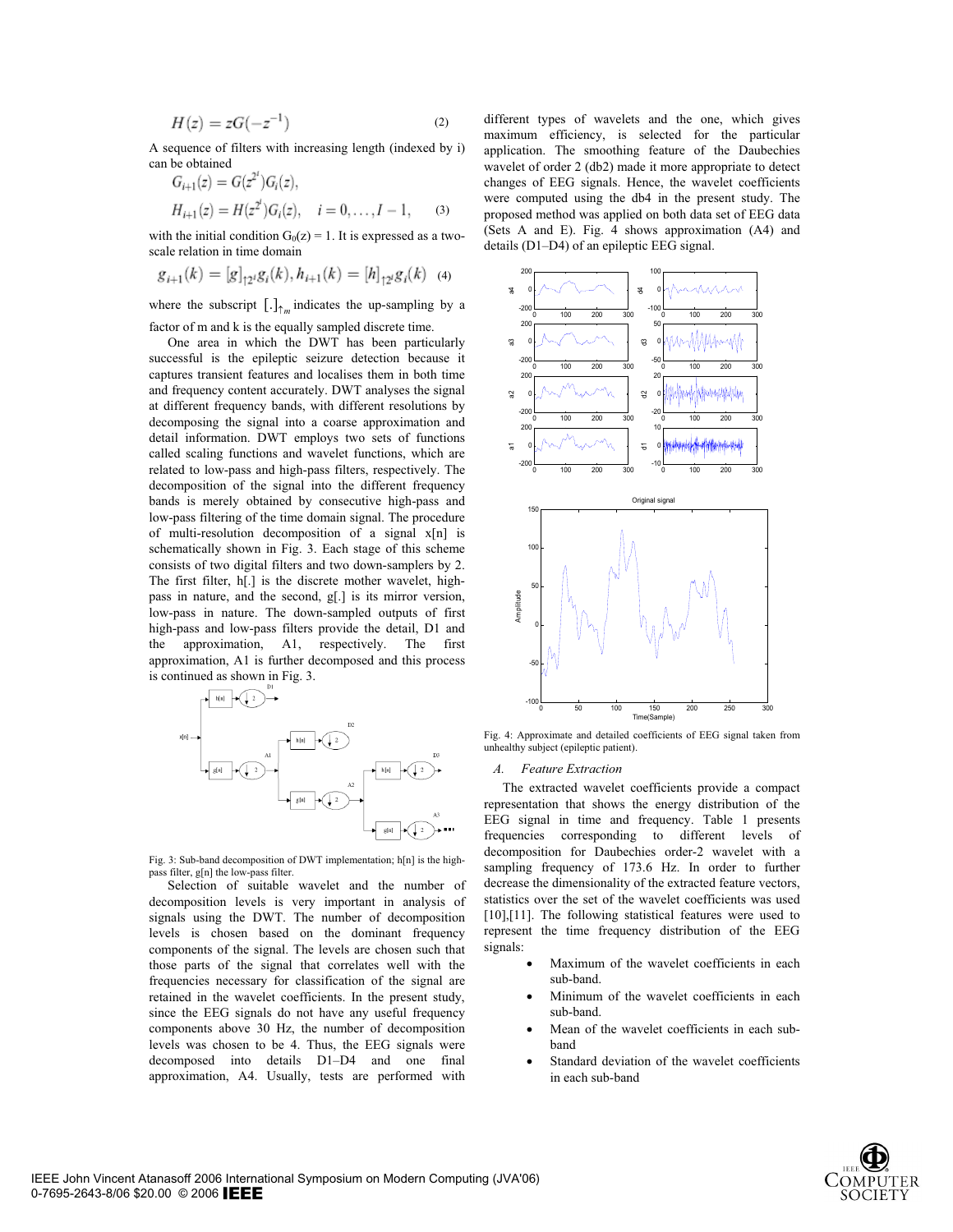$$H(z) = zG(-z^{-1}) \tag{2}$$

A sequence of filters with increasing length (indexed by i) can be obtained

$$G_{i+1}(z) = G(z^{2^i})G_i(z),$$
$$H_{i+1}(z) = H(z^{2^i})G_i(z), \quad i = 0, \ldots, I-1, \tag{3}$$

with the initial condition $G_0(z) = 1$. It is expressed as a two-scale relation in time domain

$$g_{i+1}(k) = [g]_{\uparrow 2^i} g_i(k), h_{i+1}(k) = [h]_{\uparrow 2^i} g_i(k) \tag{4}$$

where the subscript $[.]_{\uparrow m}$ indicates the up-sampling by a factor of m and k is the equally sampled discrete time.

One area in which the DWT has been particularly successful is the epileptic seizure detection because it captures transient features and localises them in both time and frequency content accurately. DWT analyses the signal at different frequency bands, with different resolutions by decomposing the signal into a coarse approximation and detail information. DWT employs two sets of functions called scaling functions and wavelet functions, which are related to low-pass and high-pass filters, respectively. The decomposition of the signal into the different frequency bands is merely obtained by consecutive high-pass and low-pass filtering of the time domain signal. The procedure of multi-resolution decomposition of a signal x[n] is schematically shown in Fig. 3. Each stage of this scheme consists of two digital filters and two down-samplers by 2. The first filter, h[.] is the discrete mother wavelet, high-pass in nature, and the second, g[.] is its mirror version, low-pass in nature. The down-sampled outputs of first high-pass and low-pass filters provide the detail, D1 and the approximation, A1, respectively. The first approximation, A1 is further decomposed and this process is continued as shown in Fig. 3.

Fig. 3: Sub-band decomposition of DWT implementation; h[n] is the high-pass filter, g[n] the low-pass filter.

Selection of suitable wavelet and the number of decomposition levels is very important in analysis of signals using the DWT. The number of decomposition levels is chosen based on the dominant frequency components of the signal. The levels are chosen such that those parts of the signal that correlates well with the frequencies necessary for classification of the signal are retained in the wavelet coefficients. In the present study, since the EEG signals do not have any useful frequency components above 30 Hz, the number of decomposition levels was chosen to be 4. Thus, the EEG signals were decomposed into details D1–D4 and one final approximation, A4. Usually, tests are performed with different types of wavelets and the one, which gives maximum efficiency, is selected for the particular application. The smoothing feature of the Daubechies wavelet of order 2 (db2) made it more appropriate to detect changes of EEG signals. Hence, the wavelet coefficients were computed using the db4 in the present study. The proposed method was applied on both data set of EEG data (Sets A and E). Fig. 4 shows approximation (A4) and details (D1–D4) of an epileptic EEG signal.

Fig. 4: Approximate and detailed coefficients of EEG signal taken from unhealthy subject (epileptic patient).

### A. Feature Extraction

The extracted wavelet coefficients provide a compact representation that shows the energy distribution of the EEG signal in time and frequency. Table 1 presents frequencies corresponding to different levels of decomposition for Daubechies order-2 wavelet with a sampling frequency of 173.6 Hz. In order to further decrease the dimensionality of the extracted feature vectors, statistics over the set of the wavelet coefficients was used [10],[11]. The following statistical features were used to represent the time frequency distribution of the EEG signals:

- Maximum of the wavelet coefficients in each sub-band.
- Minimum of the wavelet coefficients in each sub-band.
- Mean of the wavelet coefficients in each sub-band
- Standard deviation of the wavelet coefficients in each sub-band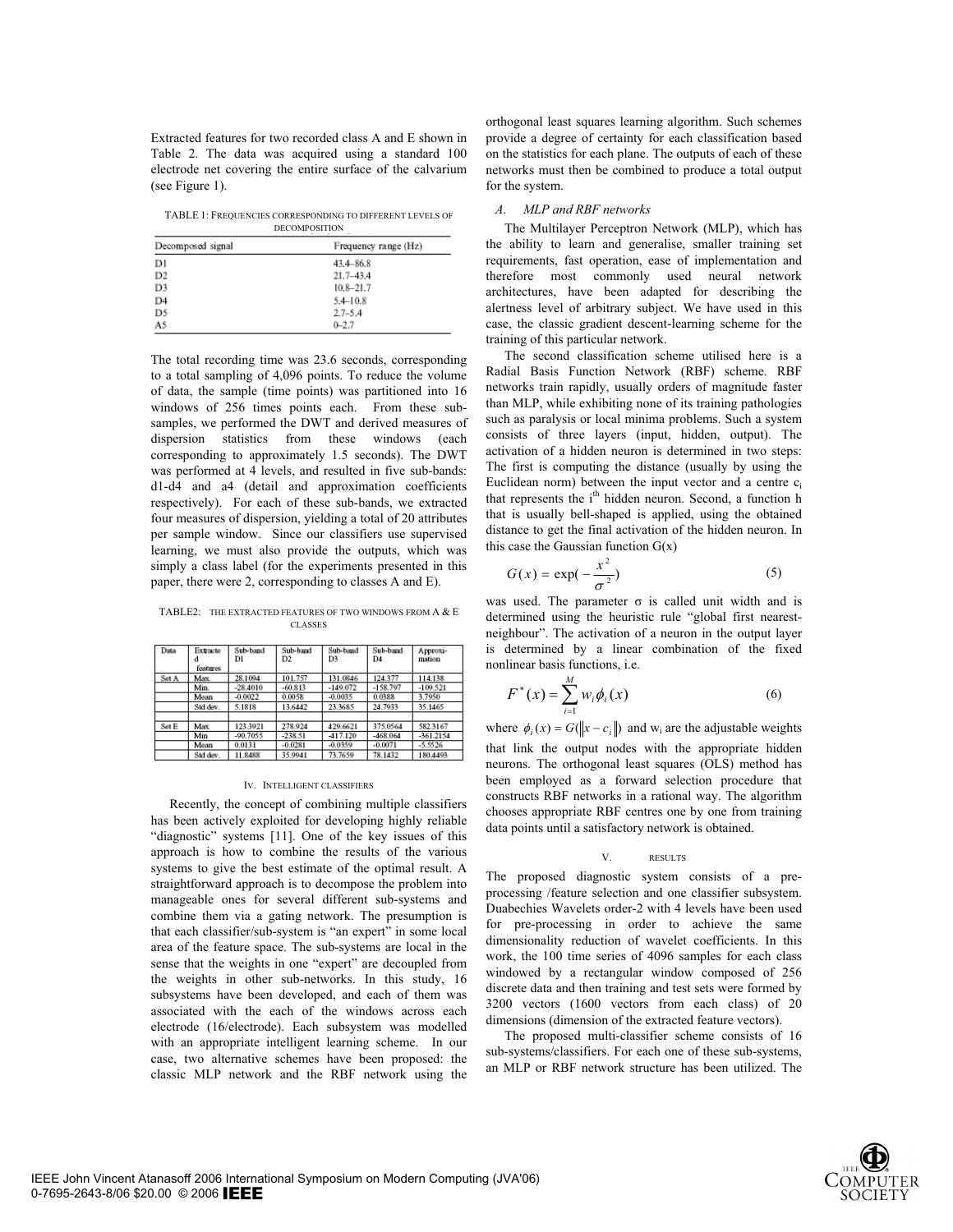Extracted features for two recorded class A and E shown in Table 2. The data was acquired using a standard 100 electrode net covering the entire surface of the calvarium (see Figure 1).

TABLE 1: FREQUENCIES CORRESPONDING TO DIFFERENT LEVELS OF DECOMPOSITION

| Decomposed signal | Frequency range (Hz) |
|---|---|
| D1 | 43.4–86.8 |
| D2 | 21.7–43.4 |
| D3 | 10.8–21.7 |
| D4 | 5.4–10.8 |
| D5 | 2.7–5.4 |
| A5 | 0–2.7 |

The total recording time was 23.6 seconds, corresponding to a total sampling of 4,096 points. To reduce the volume of data, the sample (time points) was partitioned into 16 windows of 256 times points each. From these sub-samples, we performed the DWT and derived measures of dispersion statistics from these windows (each corresponding to approximately 1.5 seconds). The DWT was performed at 4 levels, and resulted in five sub-bands: d1-d4 and a4 (detail and approximation coefficients respectively). For each of these sub-bands, we extracted four measures of dispersion, yielding a total of 20 attributes per sample window. Since our classifiers use supervised learning, we must also provide the outputs, which was simply a class label (for the experiments presented in this paper, there were 2, corresponding to classes A and E).

TABLE2: THE EXTRACTED FEATURES OF TWO WINDOWS FROM A & E CLASSES

| Data | Extracted features | Sub-band D1 | Sub-band D2 | Sub-band D3 | Sub-band D4 | Approximation |
|---|---|---|---|---|---|---|
| Set A | Max. | 28.1094 | 101.757 | 131.0846 | 124.377 | 114.138 |
| | Min. | -28.4010 | -60.813 | -149.072 | -158.797 | -109.521 |
| | Mean | -0.0022 | 0.0058 | -0.0035 | 0.0388 | 3.7950 |
| | Std dev. | 5.1818 | 13.6442 | 23.3685 | 24.7933 | 35.1465 |
| | | | | | | |
| Set E | Max | 123.3921 | 278.924 | 429.6621 | 375.0564 | 582.3167 |
| | Min | -90.7055 | -238.51 | -417.120 | -468.064 | -361.2154 |
| | Mean | 0.0131 | -0.0281 | -0.0359 | -0.0071 | -5.5526 |
| | Std dev. | 11.8488 | 35.9941 | 73.7659 | 78.1432 | 180.4493 |

## IV. INTELLIGENT CLASSIFIERS

Recently, the concept of combining multiple classifiers has been actively exploited for developing highly reliable "diagnostic" systems [11]. One of the key issues of this approach is how to combine the results of the various systems to give the best estimate of the optimal result. A straightforward approach is to decompose the problem into manageable ones for several different sub-systems and combine them via a gating network. The presumption is that each classifier/sub-system is "an expert" in some local area of the feature space. The sub-systems are local in the sense that the weights in one "expert" are decoupled from the weights in other sub-networks. In this study, 16 subsystems have been developed, and each of them was associated with the each of the windows across each electrode (16/electrode). Each subsystem was modelled with an appropriate intelligent learning scheme. In our case, two alternative schemes have been proposed: the classic MLP network and the RBF network using the orthogonal least squares learning algorithm. Such schemes provide a degree of certainty for each classification based on the statistics for each plane. The outputs of each of these networks must then be combined to produce a total output for the system.

### A. MLP and RBF networks

The Multilayer Perceptron Network (MLP), which has the ability to learn and generalise, smaller training set requirements, fast operation, ease of implementation and therefore most commonly used neural network architectures, have been adapted for describing the alertness level of arbitrary subject. We have used in this case, the classic gradient descent-learning scheme for the training of this particular network.

The second classification scheme utilised here is a Radial Basis Function Network (RBF) scheme. RBF networks train rapidly, usually orders of magnitude faster than MLP, while exhibiting none of its training pathologies such as paralysis or local minima problems. Such a system consists of three layers (input, hidden, output). The activation of a hidden neuron is determined in two steps: The first is computing the distance (usually by using the Euclidean norm) between the input vector and a centre $c_i$ that represents the $i^{th}$ hidden neuron. Second, a function h that is usually bell-shaped is applied, using the obtained distance to get the final activation of the hidden neuron. In this case the Gaussian function G(x)

$$G(x) = \exp(-\frac{x^2}{\sigma^2}) \tag{5}$$

was used. The parameter σ is called unit width and is determined using the heuristic rule "global first nearest-neighbour". The activation of a neuron in the output layer is determined by a linear combination of the fixed nonlinear basis functions, i.e.

$$F^*(x) = \sum_{i=1}^{M} w_i \phi_i(x) \tag{6}$$

where $\phi_i(x) = G(\|x - c_i\|)$ and $w_i$ are the adjustable weights that link the output nodes with the appropriate hidden neurons. The orthogonal least squares (OLS) method has been employed as a forward selection procedure that constructs RBF networks in a rational way. The algorithm chooses appropriate RBF centres one by one from training data points until a satisfactory network is obtained.

## V. RESULTS

The proposed diagnostic system consists of a pre-processing /feature selection and one classifier subsystem. Duabechies Wavelets order-2 with 4 levels have been used for pre-processing in order to achieve the same dimensionality reduction of wavelet coefficients. In this work, the 100 time series of 4096 samples for each class windowed by a rectangular window composed of 256 discrete data and then training and test sets were formed by 3200 vectors (1600 vectors from each class) of 20 dimensions (dimension of the extracted feature vectors).

The proposed multi-classifier scheme consists of 16 sub-systems/classifiers. For each one of these sub-systems, an MLP or RBF network structure has been utilized. The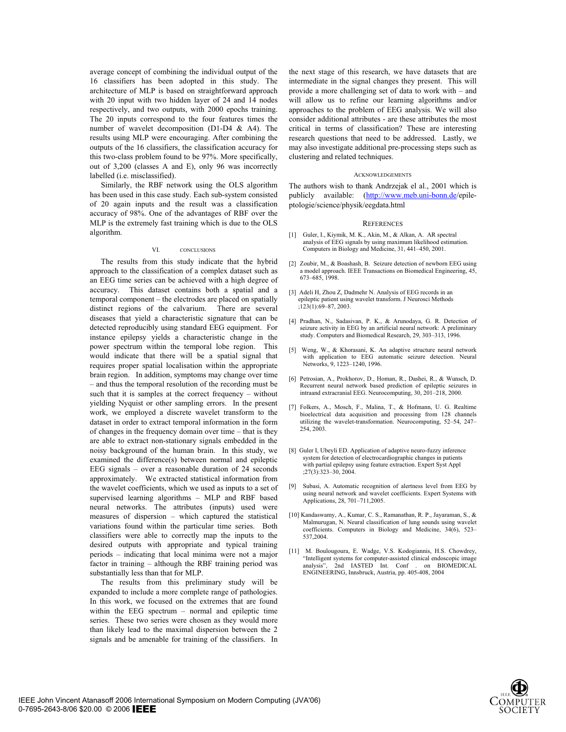average concept of combining the individual output of the 16 classifiers has been adopted in this study. The architecture of MLP is based on straightforward approach with 20 input with two hidden layer of 24 and 14 nodes respectively, and two outputs, with 2000 epochs training. The 20 inputs correspond to the four features times the number of wavelet decomposition (D1-D4 & A4). The results using MLP were encouraging. After combining the outputs of the 16 classifiers, the classification accuracy for this two-class problem found to be 97%. More specifically, out of 3,200 (classes A and E), only 96 was incorrectly labelled (i.e. misclassified).

Similarly, the RBF network using the OLS algorithm has been used in this case study. Each sub-system consisted of 20 again inputs and the result was a classification accuracy of 98%. One of the advantages of RBF over the MLP is the extremely fast training which is due to the OLS algorithm.

## VI. CONCLUSIONS

The results from this study indicate that the hybrid approach to the classification of a complex dataset such as an EEG time series can be achieved with a high degree of accuracy. This dataset contains both a spatial and a temporal component – the electrodes are placed on spatially distinct regions of the calvarium. There are several diseases that yield a characteristic signature that can be detected reproducibly using standard EEG equipment. For instance epilepsy yields a characteristic change in the power spectrum within the temporal lobe region. This would indicate that there will be a spatial signal that requires proper spatial localisation within the appropriate brain region. In addition, symptoms may change over time – and thus the temporal resolution of the recording must be such that it is samples at the correct frequency – without yielding Nyquist or other sampling errors. In the present work, we employed a discrete wavelet transform to the dataset in order to extract temporal information in the form of changes in the frequency domain over time – that is they are able to extract non-stationary signals embedded in the noisy background of the human brain. In this study, we examined the difference(s) between normal and epileptic EEG signals – over a reasonable duration of 24 seconds approximately. We extracted statistical information from the wavelet coefficients, which we used as inputs to a set of supervised learning algorithms – MLP and RBF based neural networks. The attributes (inputs) used were measures of dispersion – which captured the statistical variations found within the particular time series. Both classifiers were able to correctly map the inputs to the desired outputs with appropriate and typical training periods – indicating that local minima were not a major factor in training – although the RBF training period was substantially less than that for MLP.

The results from this preliminary study will be expanded to include a more complete range of pathologies. In this work, we focused on the extremes that are found within the EEG spectrum – normal and epileptic time series. These two series were chosen as they would more than likely lead to the maximal dispersion between the 2 signals and be amenable for training of the classifiers. In the next stage of this research, we have datasets that are intermediate in the signal changes they present. This will provide a more challenging set of data to work with – and will allow us to refine our learning algorithms and/or approaches to the problem of EEG analysis. We will also consider additional attributes - are these attributes the most critical in terms of classification? These are interesting research questions that need to be addressed. Lastly, we may also investigate additional pre-processing steps such as clustering and related techniques.

## ACKNOWLEDGEMENTS

The authors wish to thank Andrzejak el al., 2001 which is publicly available: (http://www.meb.uni-bonn.de/epileptologie/science/physik/eegdata.html

## REFERENCES

[1] Guler, I., Kiymik, M. K., Akin, M., & Alkan, A. AR spectral analysis of EEG signals by using maximum likelihood estimation. Computers in Biology and Medicine, 31, 441–450, 2001.

[2] Zoubir, M., & Boashash, B. Seizure detection of newborn EEG using a model approach. IEEE Transactions on Biomedical Engineering, 45, 673–685, 1998.

[3] Adeli H, Zhou Z, Dadmehr N. Analysis of EEG records in an epileptic patient using wavelet transform. J Neurosci Methods ;123(1):69–87, 2003.

[4] Pradhan, N., Sadasivan, P. K., & Arunodaya, G. R. Detection of seizure activity in EEG by an artificial neural network: A preliminary study. Computers and Biomedical Research, 29, 303–313, 1996.

[5] Weng, W., & Khorasani, K. An adaptive structure neural network with application to EEG automatic seizure detection. Neural Networks, 9, 1223–1240, 1996.

[6] Petrosian, A., Prokhorov, D., Homan, R., Dashei, R., & Wunsch, D. Recurrent neural network based prediction of epileptic seizures in intraand extracranial EEG. Neurocomputing, 30, 201–218, 2000.

[7] Folkers, A., Mosch, F., Malina, T., & Hofmann, U. G. Realtime bioelectrical data acquisition and processing from 128 channels utilizing the wavelet-transformation. Neurocomputing, 52–54, 247–254, 2003.

[8] Guler I, Ubeyli ED. Application of adaptive neuro-fuzzy inference system for detection of electrocardiographic changes in patients with partial epilepsy using feature extraction. Expert Syst Appl ;27(3):323–30, 2004.

[9] Subasi, A. Automatic recognition of alertness level from EEG by using neural network and wavelet coefficients. Expert Systems with Applications, 28, 701–711,2005.

[10] Kandaswamy, A., Kumar, C. S., Ramanathan, R. P., Jayaraman, S., & Malmurugan, N. Neural classification of lung sounds using wavelet coefficients. Computers in Biology and Medicine, 34(6), 523–537,2004.

[11] M. Boulougoura, E. Wadge, V.S. Kodogiannis, H.S. Chowdrey, "Intelligent systems for computer-assisted clinical endoscopic image analysis", 2nd IASTED Int. Conf . on BIOMEDICAL ENGINEERING, Innsbruck, Austria, pp. 405-408, 2004